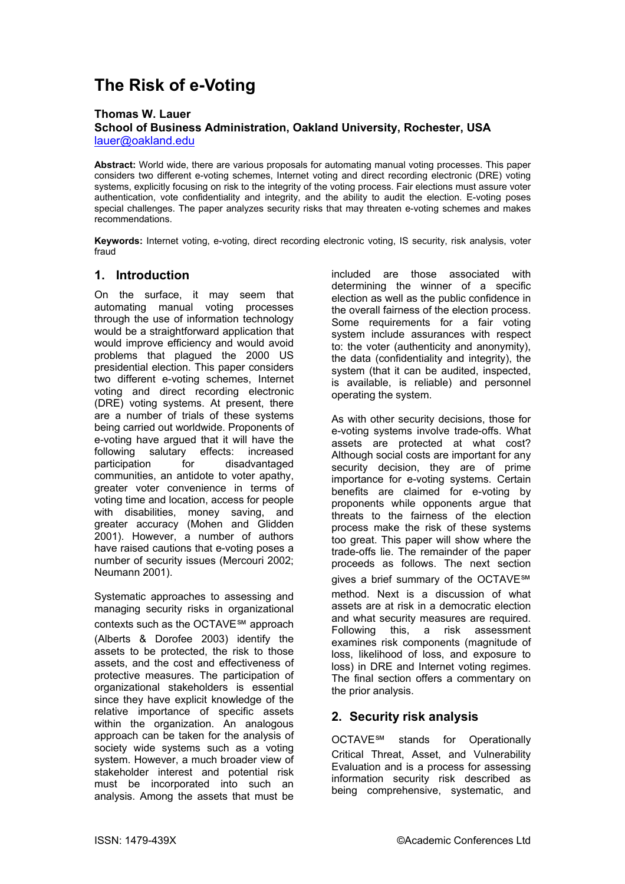# The Risk of e-Voting

**Thomas W. Lauer**
**School of Business Administration, Oakland University, Rochester, USA**
lauer@oakland.edu

**Abstract:** World wide, there are various proposals for automating manual voting processes. This paper considers two different e-voting schemes, Internet voting and direct recording electronic (DRE) voting systems, explicitly focusing on risk to the integrity of the voting process. Fair elections must assure voter authentication, vote confidentiality and integrity, and the ability to audit the election. E-voting poses special challenges. The paper analyzes security risks that may threaten e-voting schemes and makes recommendations.

**Keywords:** Internet voting, e-voting, direct recording electronic voting, IS security, risk analysis, voter fraud

## 1. Introduction

On the surface, it may seem that automating manual voting processes through the use of information technology would be a straightforward application that would improve efficiency and would avoid problems that plagued the 2000 US presidential election. This paper considers two different e-voting schemes, Internet voting and direct recording electronic (DRE) voting systems. At present, there are a number of trials of these systems being carried out worldwide. Proponents of e-voting have argued that it will have the following salutary effects: increased participation for disadvantaged communities, an antidote to voter apathy, greater voter convenience in terms of voting time and location, access for people with disabilities, money saving, and greater accuracy (Mohen and Glidden 2001). However, a number of authors have raised cautions that e-voting poses a number of security issues (Mercouri 2002; Neumann 2001).

Systematic approaches to assessing and managing security risks in organizational contexts such as the OCTAVE℠ approach (Alberts & Dorofee 2003) identify the assets to be protected, the risk to those assets, and the cost and effectiveness of protective measures. The participation of organizational stakeholders is essential since they have explicit knowledge of the relative importance of specific assets within the organization. An analogous approach can be taken for the analysis of society wide systems such as a voting system. However, a much broader view of stakeholder interest and potential risk must be incorporated into such an analysis. Among the assets that must be included are those associated with determining the winner of a specific election as well as the public confidence in the overall fairness of the election process. Some requirements for a fair voting system include assurances with respect to: the voter (authenticity and anonymity), the data (confidentiality and integrity), the system (that it can be audited, inspected, is available, is reliable) and personnel operating the system.

As with other security decisions, those for e-voting systems involve trade-offs. What assets are protected at what cost? Although social costs are important for any security decision, they are of prime importance for e-voting systems. Certain benefits are claimed for e-voting by proponents while opponents argue that threats to the fairness of the election process make the risk of these systems too great. This paper will show where the trade-offs lie. The remainder of the paper proceeds as follows. The next section gives a brief summary of the OCTAVE℠ method. Next is a discussion of what assets are at risk in a democratic election and what security measures are required. Following this, a risk assessment examines risk components (magnitude of loss, likelihood of loss, and exposure to loss) in DRE and Internet voting regimes. The final section offers a commentary on the prior analysis.

## 2. Security risk analysis

OCTAVE℠ stands for Operationally Critical Threat, Asset, and Vulnerability Evaluation and is a process for assessing information security risk described as being comprehensive, systematic, and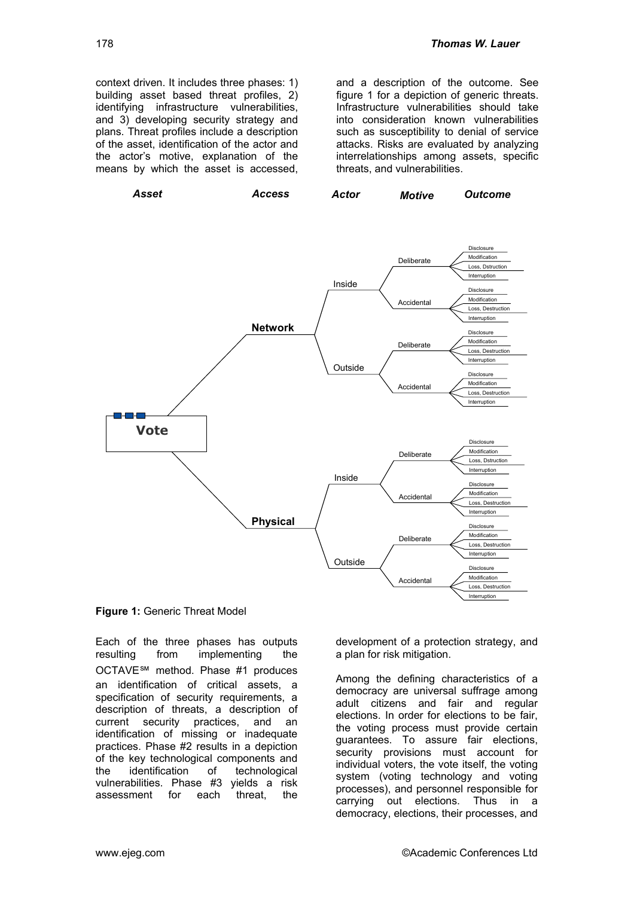context driven. It includes three phases: 1) building asset based threat profiles, 2) identifying infrastructure vulnerabilities, and 3) developing security strategy and plans. Threat profiles include a description of the asset, identification of the actor and the actor's motive, explanation of the means by which the asset is accessed, and a description of the outcome. See figure 1 for a depiction of generic threats. Infrastructure vulnerabilities should take into consideration known vulnerabilities such as susceptibility to denial of service attacks. Risks are evaluated by analyzing interrelationships among assets, specific threats, and vulnerabilities.

**Figure 1:** Generic Threat Model

Each of the three phases has outputs resulting from implementing the OCTAVE℠ method. Phase #1 produces an identification of critical assets, a specification of security requirements, a description of threats, a description of current security practices, and an identification of missing or inadequate practices. Phase #2 results in a depiction of the key technological components and the identification of technological vulnerabilities. Phase #3 yields a risk assessment for each threat, the development of a protection strategy, and a plan for risk mitigation.

Among the defining characteristics of a democracy are universal suffrage among adult citizens and fair and regular elections. In order for elections to be fair, the voting process must provide certain guarantees. To assure fair elections, security provisions must account for individual voters, the vote itself, the voting system (voting technology and voting processes), and personnel responsible for carrying out elections. Thus in a democracy, elections, their processes, and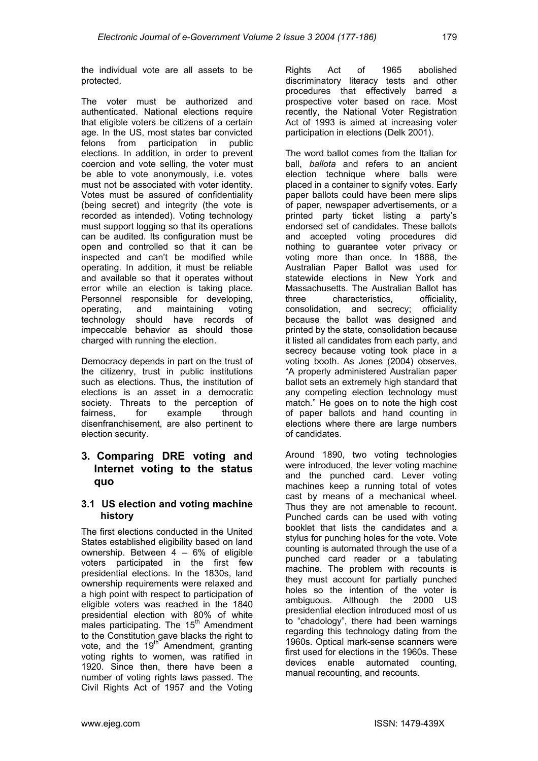the individual vote are all assets to be protected.

The voter must be authorized and authenticated. National elections require that eligible voters be citizens of a certain age. In the US, most states bar convicted felons from participation in public elections. In addition, in order to prevent coercion and vote selling, the voter must be able to vote anonymously, i.e. votes must not be associated with voter identity. Votes must be assured of confidentiality (being secret) and integrity (the vote is recorded as intended). Voting technology must support logging so that its operations can be audited. Its configuration must be open and controlled so that it can be inspected and can't be modified while operating. In addition, it must be reliable and available so that it operates without error while an election is taking place. Personnel responsible for developing, operating, and maintaining voting technology should have records of impeccable behavior as should those charged with running the election.

Democracy depends in part on the trust of the citizenry, trust in public institutions such as elections. Thus, the institution of elections is an asset in a democratic society. Threats to the perception of fairness, for example through disenfranchisement, are also pertinent to election security.

## 3. Comparing DRE voting and Internet voting to the status quo

### 3.1 US election and voting machine history

The first elections conducted in the United States established eligibility based on land ownership. Between 4 – 6% of eligible voters participated in the first few presidential elections. In the 1830s, land ownership requirements were relaxed and a high point with respect to participation of eligible voters was reached in the 1840 presidential election with 80% of white males participating. The 15th Amendment to the Constitution gave blacks the right to vote, and the 19th Amendment, granting voting rights to women, was ratified in 1920. Since then, there have been a number of voting rights laws passed. The Civil Rights Act of 1957 and the Voting Rights Act of 1965 abolished discriminatory literacy tests and other procedures that effectively barred a prospective voter based on race. Most recently, the National Voter Registration Act of 1993 is aimed at increasing voter participation in elections (Delk 2001).

The word ballot comes from the Italian for ball, *ballota* and refers to an ancient election technique where balls were placed in a container to signify votes. Early paper ballots could have been mere slips of paper, newspaper advertisements, or a printed party ticket listing a party's endorsed set of candidates. These ballots and accepted voting procedures did nothing to guarantee voter privacy or voting more than once. In 1888, the Australian Paper Ballot was used for statewide elections in New York and Massachusetts. The Australian Ballot has three characteristics, officiality, consolidation, and secrecy; officiality because the ballot was designed and printed by the state, consolidation because it listed all candidates from each party, and secrecy because voting took place in a voting booth. As Jones (2004) observes, "A properly administered Australian paper ballot sets an extremely high standard that any competing election technology must match." He goes on to note the high cost of paper ballots and hand counting in elections where there are large numbers of candidates.

Around 1890, two voting technologies were introduced, the lever voting machine and the punched card. Lever voting machines keep a running total of votes cast by means of a mechanical wheel. Thus they are not amenable to recount. Punched cards can be used with voting booklet that lists the candidates and a stylus for punching holes for the vote. Vote counting is automated through the use of a punched card reader or a tabulating machine. The problem with recounts is they must account for partially punched holes so the intention of the voter is ambiguous. Although the 2000 US presidential election introduced most of us to "chadology", there had been warnings regarding this technology dating from the 1960s. Optical mark-sense scanners were first used for elections in the 1960s. These devices enable automated counting, manual recounting, and recounts.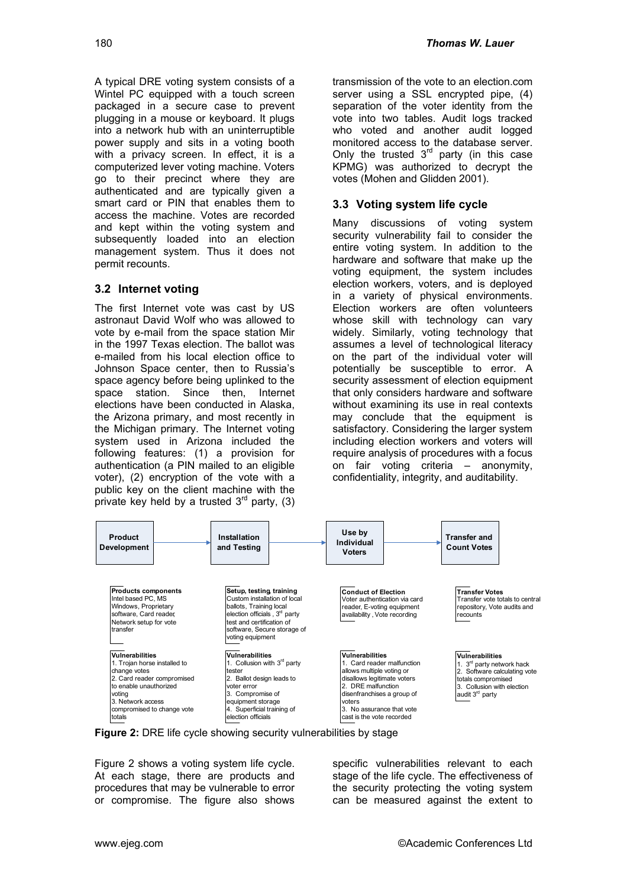A typical DRE voting system consists of a Wintel PC equipped with a touch screen packaged in a secure case to prevent plugging in a mouse or keyboard. It plugs into a network hub with an uninterruptible power supply and sits in a voting booth with a privacy screen. In effect, it is a computerized lever voting machine. Voters go to their precinct where they are authenticated and are typically given a smart card or PIN that enables them to access the machine. Votes are recorded and kept within the voting system and subsequently loaded into an election management system. Thus it does not permit recounts.

## 3.2 Internet voting

The first Internet vote was cast by US astronaut David Wolf who was allowed to vote by e-mail from the space station Mir in the 1997 Texas election. The ballot was e-mailed from his local election office to Johnson Space center, then to Russia's space agency before being uplinked to the space station. Since then, Internet elections have been conducted in Alaska, the Arizona primary, and most recently in the Michigan primary. The Internet voting system used in Arizona included the following features: (1) a provision for authentication (a PIN mailed to an eligible voter), (2) encryption of the vote with a public key on the client machine with the private key held by a trusted 3rd party, (3) transmission of the vote to an election.com server using a SSL encrypted pipe, (4) separation of the voter identity from the vote into two tables. Audit logs tracked who voted and another audit logged monitored access to the database server. Only the trusted 3rd party (in this case KPMG) was authorized to decrypt the votes (Mohen and Glidden 2001).

## 3.3 Voting system life cycle

Many discussions of voting system security vulnerability fail to consider the entire voting system. In addition to the hardware and software that make up the voting equipment, the system includes election workers, voters, and is deployed in a variety of physical environments. Election workers are often volunteers whose skill with technology can vary widely. Similarly, voting technology that assumes a level of technological literacy on the part of the individual voter will potentially be susceptible to error. A security assessment of election equipment that only considers hardware and software without examining its use in real contexts may conclude that the equipment is satisfactory. Considering the larger system including election workers and voters will require analysis of procedures with a focus on fair voting criteria – anonymity, confidentiality, integrity, and auditability.

| Product Development | Installation and Testing | Use by Individual Voters | Transfer and Count Votes |
|---|---|---|---|
| **Products components** Intel based PC, MS Windows, Proprietary software, Card reader, Network setup for vote transfer | **Setup, testing, training** Custom installation of local ballots, Training local election officials, 3rd party test and certification of software, Secure storage of voting equipment | **Conduct of Election** Voter authentication via card reader, E-voting equipment availability, Vote recording | **Transfer Votes** Transfer vote totals to central repository, Vote audits and recounts |
| **Vulnerabilities** 1. Trojan horse installed to change votes 2. Card reader compromised to enable unauthorized voting 3. Network access compromised to change vote totals | **Vulnerabilities** 1. Collusion with 3rd party tester 2. Ballot design leads to voter error 3. Compromise of equipment storage 4. Superficial training of election officials | **Vulnerabilities** 1. Card reader malfunction allows multiple voting or disallows legitimate voters 2. DRE malfunction disenfranchises a group of voters 3. No assurance that vote cast is the vote recorded | **Vulnerabilities** 1. 3rd party network hack 2. Software calculating vote totals compromised 3. Collusion with election audit 3rd party |

**Figure 2:** DRE life cycle showing security vulnerabilities by stage

Figure 2 shows a voting system life cycle. At each stage, there are products and procedures that may be vulnerable to error or compromise. The figure also shows specific vulnerabilities relevant to each stage of the life cycle. The effectiveness of the security protecting the voting system can be measured against the extent to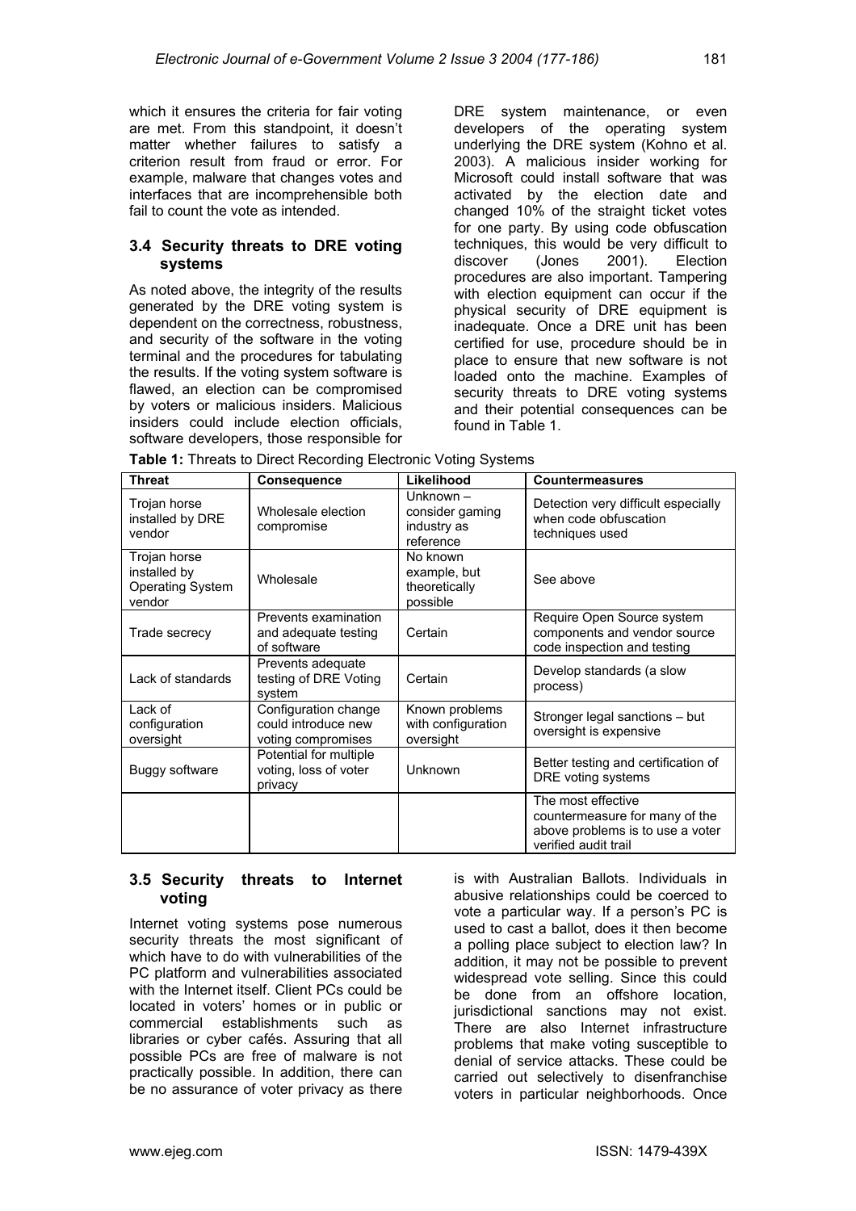which it ensures the criteria for fair voting are met. From this standpoint, it doesn't matter whether failures to satisfy a criterion result from fraud or error. For example, malware that changes votes and interfaces that are incomprehensible both fail to count the vote as intended.

### 3.4 Security threats to DRE voting systems

As noted above, the integrity of the results generated by the DRE voting system is dependent on the correctness, robustness, and security of the software in the voting terminal and the procedures for tabulating the results. If the voting system software is flawed, an election can be compromised by voters or malicious insiders. Malicious insiders could include election officials, software developers, those responsible for DRE system maintenance, or even developers of the operating system underlying the DRE system (Kohno et al. 2003). A malicious insider working for Microsoft could install software that was activated by the election date and changed 10% of the straight ticket votes for one party. By using code obfuscation techniques, this would be very difficult to discover (Jones 2001). Election procedures are also important. Tampering with election equipment can occur if the physical security of DRE equipment is inadequate. Once a DRE unit has been certified for use, procedure should be in place to ensure that new software is not loaded onto the machine. Examples of security threats to DRE voting systems and their potential consequences can be found in Table 1.

**Table 1:** Threats to Direct Recording Electronic Voting Systems

| Threat | Consequence | Likelihood | Countermeasures |
|---|---|---|---|
| Trojan horse installed by DRE vendor | Wholesale election compromise | Unknown – consider gaming industry as reference | Detection very difficult especially when code obfuscation techniques used |
| Trojan horse installed by Operating System vendor | Wholesale | No known example, but theoretically possible | See above |
| Trade secrecy | Prevents examination and adequate testing of software | Certain | Require Open Source system components and vendor source code inspection and testing |
| Lack of standards | Prevents adequate testing of DRE Voting system | Certain | Develop standards (a slow process) |
| Lack of configuration oversight | Configuration change could introduce new voting compromises | Known problems with configuration oversight | Stronger legal sanctions – but oversight is expensive |
| Buggy software | Potential for multiple voting, loss of voter privacy | Unknown | Better testing and certification of DRE voting systems |
| | | | The most effective countermeasure for many of the above problems is to use a voter verified audit trail |

### 3.5 Security threats to Internet voting

Internet voting systems pose numerous security threats the most significant of which have to do with vulnerabilities of the PC platform and vulnerabilities associated with the Internet itself. Client PCs could be located in voters' homes or in public or commercial establishments such as libraries or cyber cafés. Assuring that all possible PCs are free of malware is not practically possible. In addition, there can be no assurance of voter privacy as there is with Australian Ballots. Individuals in abusive relationships could be coerced to vote a particular way. If a person's PC is used to cast a ballot, does it then become a polling place subject to election law? In addition, it may not be possible to prevent widespread vote selling. Since this could be done from an offshore location, jurisdictional sanctions may not exist. There are also Internet infrastructure problems that make voting susceptible to denial of service attacks. These could be carried out selectively to disenfranchise voters in particular neighborhoods. Once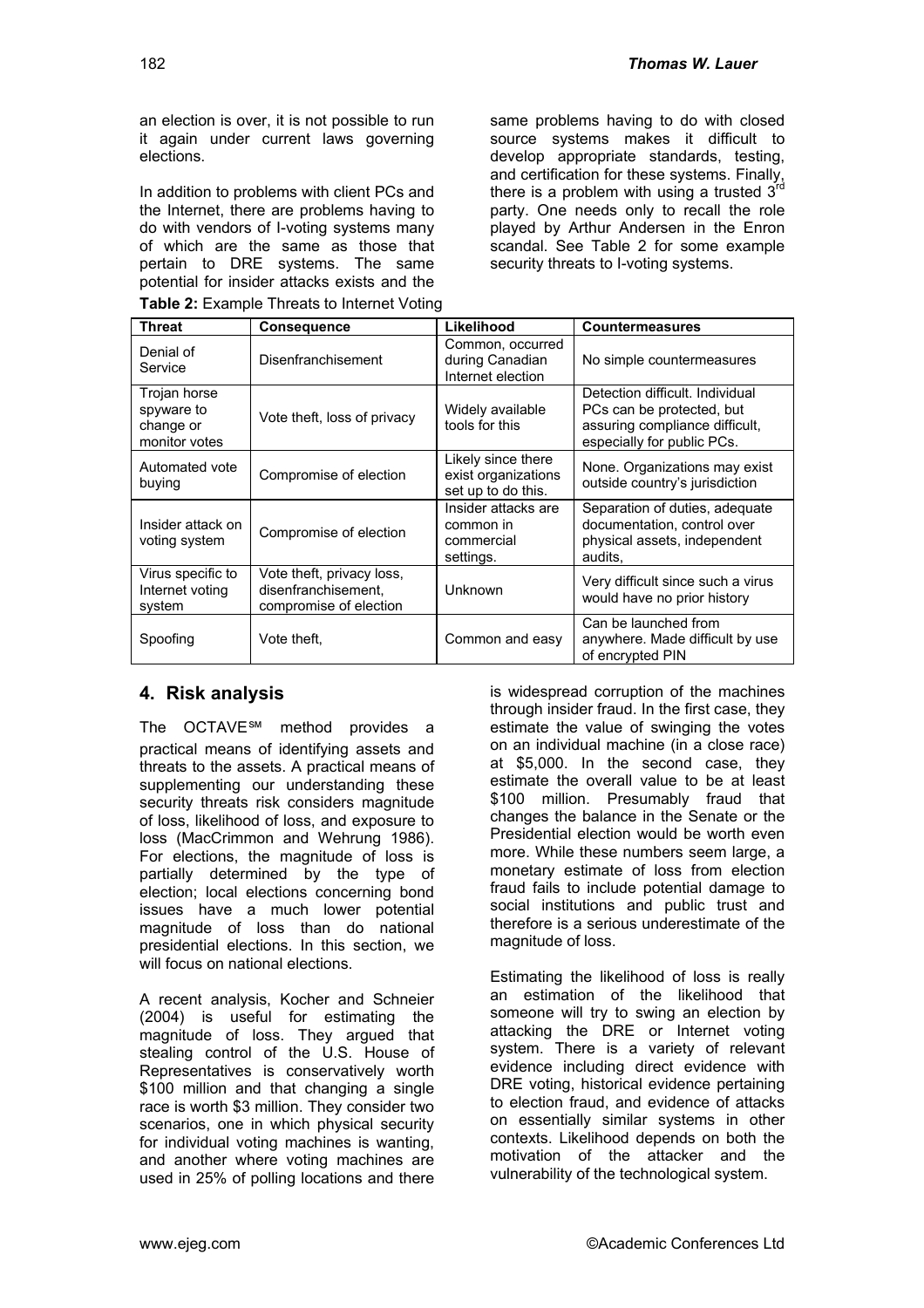an election is over, it is not possible to run it again under current laws governing elections.

In addition to problems with client PCs and the Internet, there are problems having to do with vendors of I-voting systems many of which are the same as those that pertain to DRE systems. The same potential for insider attacks exists and the same problems having to do with closed source systems makes it difficult to develop appropriate standards, testing, and certification for these systems. Finally, there is a problem with using a trusted 3rd party. One needs only to recall the role played by Arthur Andersen in the Enron scandal. See Table 2 for some example security threats to I-voting systems.

**Table 2:** Example Threats to Internet Voting

| Threat | Consequence | Likelihood | Countermeasures |
|---|---|---|---|
| Denial of Service | Disenfranchisement | Common, occurred during Canadian Internet election | No simple countermeasures |
| Trojan horse spyware to change or monitor votes | Vote theft, loss of privacy | Widely available tools for this | Detection difficult. Individual PCs can be protected, but assuring compliance difficult, especially for public PCs. |
| Automated vote buying | Compromise of election | Likely since there exist organizations set up to do this. | None. Organizations may exist outside country's jurisdiction |
| Insider attack on voting system | Compromise of election | Insider attacks are common in commercial settings. | Separation of duties, adequate documentation, control over physical assets, independent audits, |
| Virus specific to Internet voting system | Vote theft, privacy loss, disenfranchisement, compromise of election | Unknown | Very difficult since such a virus would have no prior history |
| Spoofing | Vote theft, | Common and easy | Can be launched from anywhere. Made difficult by use of encrypted PIN |

## 4. Risk analysis

The OCTAVE℠ method provides a practical means of identifying assets and threats to the assets. A practical means of supplementing our understanding these security threats risk considers magnitude of loss, likelihood of loss, and exposure to loss (MacCrimmon and Wehrung 1986). For elections, the magnitude of loss is partially determined by the type of election; local elections concerning bond issues have a much lower potential magnitude of loss than do national presidential elections. In this section, we will focus on national elections.

A recent analysis, Kocher and Schneier (2004) is useful for estimating the magnitude of loss. They argued that stealing control of the U.S. House of Representatives is conservatively worth \$100 million and that changing a single race is worth \$3 million. They consider two scenarios, one in which physical security for individual voting machines is wanting, and another where voting machines are used in 25% of polling locations and there is widespread corruption of the machines through insider fraud. In the first case, they estimate the value of swinging the votes on an individual machine (in a close race) at \$5,000. In the second case, they estimate the overall value to be at least \$100 million. Presumably fraud that changes the balance in the Senate or the Presidential election would be worth even more. While these numbers seem large, a monetary estimate of loss from election fraud fails to include potential damage to social institutions and public trust and therefore is a serious underestimate of the magnitude of loss.

Estimating the likelihood of loss is really an estimation of the likelihood that someone will try to swing an election by attacking the DRE or Internet voting system. There is a variety of relevant evidence including direct evidence with DRE voting, historical evidence pertaining to election fraud, and evidence of attacks on essentially similar systems in other contexts. Likelihood depends on both the motivation of the attacker and the vulnerability of the technological system.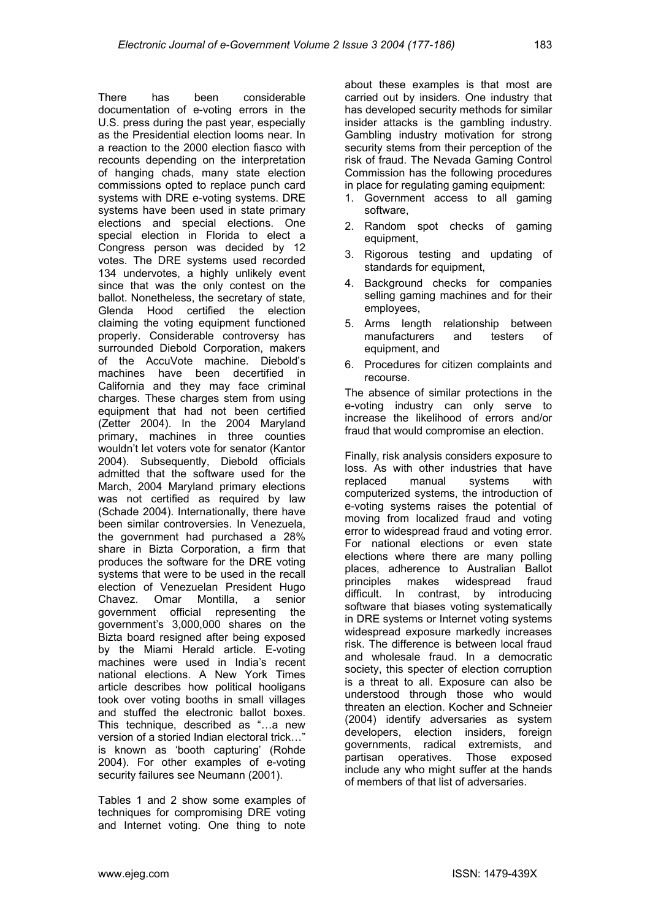There has been considerable documentation of e-voting errors in the U.S. press during the past year, especially as the Presidential election looms near. In a reaction to the 2000 election fiasco with recounts depending on the interpretation of hanging chads, many state election commissions opted to replace punch card systems with DRE e-voting systems. DRE systems have been used in state primary elections and special elections. One special election in Florida to elect a Congress person was decided by 12 votes. The DRE systems used recorded 134 undervotes, a highly unlikely event since that was the only contest on the ballot. Nonetheless, the secretary of state, Glenda Hood certified the election claiming the voting equipment functioned properly. Considerable controversy has surrounded Diebold Corporation, makers of the AccuVote machine. Diebold's machines have been decertified in California and they may face criminal charges. These charges stem from using equipment that had not been certified (Zetter 2004). In the 2004 Maryland primary, machines in three counties wouldn't let voters vote for senator (Kantor 2004). Subsequently, Diebold officials admitted that the software used for the March, 2004 Maryland primary elections was not certified as required by law (Schade 2004). Internationally, there have been similar controversies. In Venezuela, the government had purchased a 28% share in Bizta Corporation, a firm that produces the software for the DRE voting systems that were to be used in the recall election of Venezuelan President Hugo Chavez. Omar Montilla, a senior government official representing the government's 3,000,000 shares on the Bizta board resigned after being exposed by the Miami Herald article. E-voting machines were used in India's recent national elections. A New York Times article describes how political hooligans took over voting booths in small villages and stuffed the electronic ballot boxes. This technique, described as "…a new version of a storied Indian electoral trick…" is known as 'booth capturing' (Rohde 2004). For other examples of e-voting security failures see Neumann (2001).

Tables 1 and 2 show some examples of techniques for compromising DRE voting and Internet voting. One thing to note about these examples is that most are carried out by insiders. One industry that has developed security methods for similar insider attacks is the gambling industry. Gambling industry motivation for strong security stems from their perception of the risk of fraud. The Nevada Gaming Control Commission has the following procedures in place for regulating gaming equipment:

1. Government access to all gaming software,
2. Random spot checks of gaming equipment,
3. Rigorous testing and updating of standards for equipment,
4. Background checks for companies selling gaming machines and for their employees,
5. Arms length relationship between manufacturers and testers of equipment, and
6. Procedures for citizen complaints and recourse.

The absence of similar protections in the e-voting industry can only serve to increase the likelihood of errors and/or fraud that would compromise an election.

Finally, risk analysis considers exposure to loss. As with other industries that have replaced manual systems with computerized systems, the introduction of e-voting systems raises the potential of moving from localized fraud and voting error to widespread fraud and voting error. For national elections or even state elections where there are many polling places, adherence to Australian Ballot principles makes widespread fraud difficult. In contrast, by introducing software that biases voting systematically in DRE systems or Internet voting systems widespread exposure markedly increases risk. The difference is between local fraud and wholesale fraud. In a democratic society, this specter of election corruption is a threat to all. Exposure can also be understood through those who would threaten an election. Kocher and Schneier (2004) identify adversaries as system developers, election insiders, foreign governments, radical extremists, and partisan operatives. Those exposed include any who might suffer at the hands of members of that list of adversaries.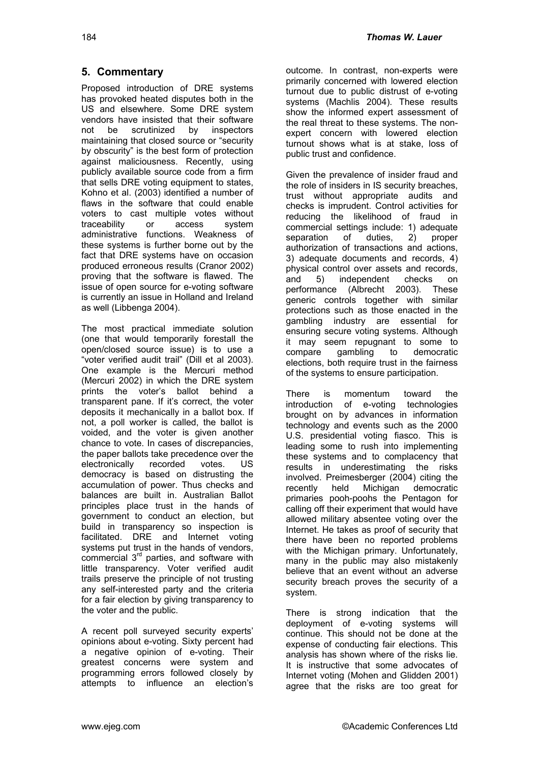## 5. Commentary

Proposed introduction of DRE systems has provoked heated disputes both in the US and elsewhere. Some DRE system vendors have insisted that their software not be scrutinized by inspectors maintaining that closed source or "security by obscurity" is the best form of protection against maliciousness. Recently, using publicly available source code from a firm that sells DRE voting equipment to states, Kohno et al. (2003) identified a number of flaws in the software that could enable voters to cast multiple votes without traceability or access system administrative functions. Weakness of these systems is further borne out by the fact that DRE systems have on occasion produced erroneous results (Cranor 2002) proving that the software is flawed. The issue of open source for e-voting software is currently an issue in Holland and Ireland as well (Libbenga 2004).

The most practical immediate solution (one that would temporarily forestall the open/closed source issue) is to use a "voter verified audit trail" (Dill et al 2003). One example is the Mercuri method (Mercuri 2002) in which the DRE system prints the voter's ballot behind a transparent pane. If it's correct, the voter deposits it mechanically in a ballot box. If not, a poll worker is called, the ballot is voided, and the voter is given another chance to vote. In cases of discrepancies, the paper ballots take precedence over the electronically recorded votes. US democracy is based on distrusting the accumulation of power. Thus checks and balances are built in. Australian Ballot principles place trust in the hands of government to conduct an election, but build in transparency so inspection is facilitated. DRE and Internet voting systems put trust in the hands of vendors, commercial 3rd parties, and software with little transparency. Voter verified audit trails preserve the principle of not trusting any self-interested party and the criteria for a fair election by giving transparency to the voter and the public.

A recent poll surveyed security experts' opinions about e-voting. Sixty percent had a negative opinion of e-voting. Their greatest concerns were system and programming errors followed closely by attempts to influence an election's outcome. In contrast, non-experts were primarily concerned with lowered election turnout due to public distrust of e-voting systems (Machlis 2004). These results show the informed expert assessment of the real threat to these systems. The non-expert concern with lowered election turnout shows what is at stake, loss of public trust and confidence.

Given the prevalence of insider fraud and the role of insiders in IS security breaches, trust without appropriate audits and checks is imprudent. Control activities for reducing the likelihood of fraud in commercial settings include: 1) adequate separation of duties, 2) proper authorization of transactions and actions, 3) adequate documents and records, 4) physical control over assets and records, and 5) independent checks on performance (Albrecht 2003). These generic controls together with similar protections such as those enacted in the gambling industry are essential for ensuring secure voting systems. Although it may seem repugnant to some to compare gambling to democratic elections, both require trust in the fairness of the systems to ensure participation.

There is momentum toward the introduction of e-voting technologies brought on by advances in information technology and events such as the 2000 U.S. presidential voting fiasco. This is leading some to rush into implementing these systems and to complacency that results in underestimating the risks involved. Preimesberger (2004) citing the recently held Michigan democratic primaries pooh-poohs the Pentagon for calling off their experiment that would have allowed military absentee voting over the Internet. He takes as proof of security that there have been no reported problems with the Michigan primary. Unfortunately, many in the public may also mistakenly believe that an event without an adverse security breach proves the security of a system.

There is strong indication that the deployment of e-voting systems will continue. This should not be done at the expense of conducting fair elections. This analysis has shown where of the risks lie. It is instructive that some advocates of Internet voting (Mohen and Glidden 2001) agree that the risks are too great for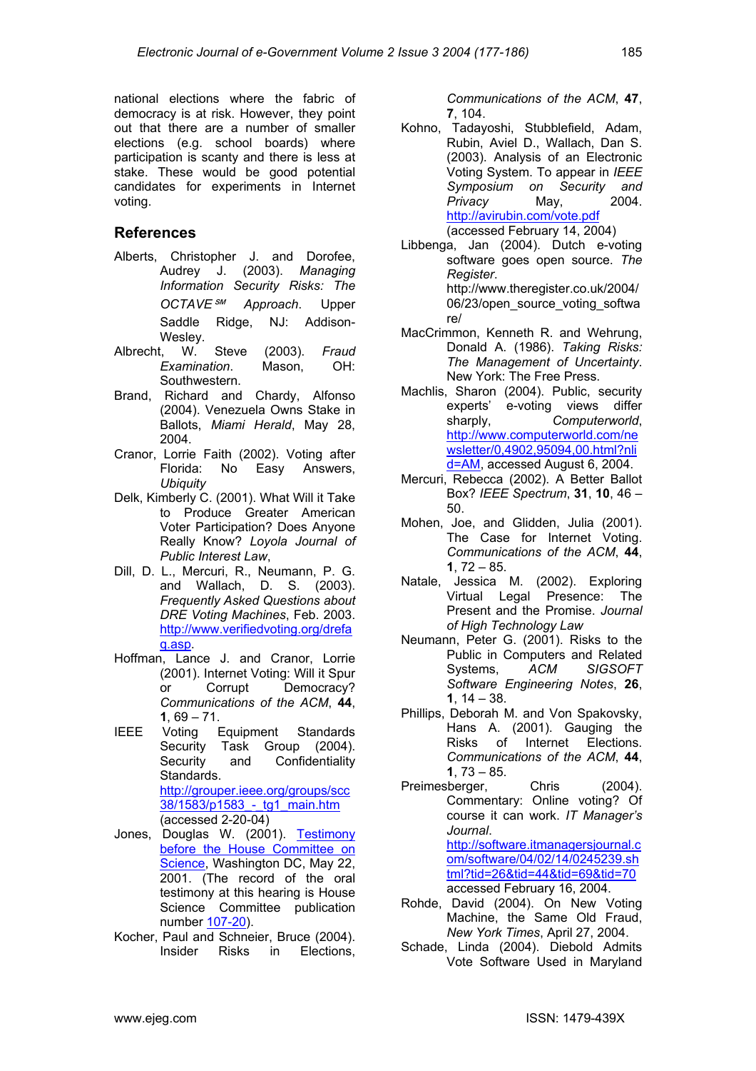national elections where the fabric of democracy is at risk. However, they point out that there are a number of smaller elections (e.g. school boards) where participation is scanty and there is less at stake. These would be good potential candidates for experiments in Internet voting.

## References

Alberts, Christopher J. and Dorofee, Audrey J. (2003). *Managing Information Security Risks: The OCTAVE SM Approach*. Upper Saddle Ridge, NJ: Addison-Wesley.

Albrecht, W. Steve (2003). *Fraud Examination*. Mason, OH: Southwestern.

Brand, Richard and Chardy, Alfonso (2004). Venezuela Owns Stake in Ballots, *Miami Herald*, May 28, 2004.

Cranor, Lorrie Faith (2002). Voting after Florida: No Easy Answers, *Ubiquity*

Delk, Kimberly C. (2001). What Will it Take to Produce Greater American Voter Participation? Does Anyone Really Know? *Loyola Journal of Public Interest Law*,

Dill, D. L., Mercuri, R., Neumann, P. G. and Wallach, D. S. (2003). *Frequently Asked Questions about DRE Voting Machines*, Feb. 2003. http://www.verifiedvoting.org/drefaq.asp.

Hoffman, Lance J. and Cranor, Lorrie (2001). Internet Voting: Will it Spur or Corrupt Democracy? *Communications of the ACM*, **44**, **1**, 69 – 71.

IEEE Voting Equipment Standards Security Task Group (2004). Security and Confidentiality Standards. http://grouper.ieee.org/groups/scc38/1583/p1583_-_tg1_main.htm (accessed 2-20-04)

Jones, Douglas W. (2001). Testimony before the House Committee on Science, Washington DC, May 22, 2001. (The record of the oral testimony at this hearing is House Science Committee publication number 107-20).

Kocher, Paul and Schneier, Bruce (2004). Insider Risks in Elections, *Communications of the ACM*, **47**, **7**, 104.

Kohno, Tadayoshi, Stubblefield, Adam, Rubin, Aviel D., Wallach, Dan S. (2003). Analysis of an Electronic Voting System. To appear in *IEEE Symposium on Security and Privacy* May, 2004. http://avirubin.com/vote.pdf (accessed February 14, 2004)

Libbenga, Jan (2004). Dutch e-voting software goes open source. *The Register*. http://www.theregister.co.uk/2004/06/23/open_source_voting_software/

MacCrimmon, Kenneth R. and Wehrung, Donald A. (1986). *Taking Risks: The Management of Uncertainty*. New York: The Free Press.

Machlis, Sharon (2004). Public, security experts' e-voting views differ sharply, *Computerworld*, http://www.computerworld.com/newsletter/0,4902,95094,00.html?nlid=AM, accessed August 6, 2004.

Mercuri, Rebecca (2002). A Better Ballot Box? *IEEE Spectrum*, **31**, **10**, 46 – 50.

Mohen, Joe, and Glidden, Julia (2001). The Case for Internet Voting. *Communications of the ACM*, **44**, **1**, 72 – 85.

Natale, Jessica M. (2002). Exploring Virtual Legal Presence: The Present and the Promise. *Journal of High Technology Law*

Neumann, Peter G. (2001). Risks to the Public in Computers and Related Systems, *ACM SIGSOFT Software Engineering Notes*, **26**, **1**, 14 – 38.

Phillips, Deborah M. and Von Spakovsky, Hans A. (2001). Gauging the Risks of Internet Elections. *Communications of the ACM*, **44**, **1**, 73 – 85.

Preimesberger, Chris (2004). Commentary: Online voting? Of course it can work. *IT Manager's Journal*. http://software.itmanagersjournal.com/software/04/02/14/0245239.shtml?tid=26&tid=44&tid=69&tid=70 accessed February 16, 2004.

Rohde, David (2004). On New Voting Machine, the Same Old Fraud, *New York Times*, April 27, 2004.

Schade, Linda (2004). Diebold Admits Vote Software Used in Maryland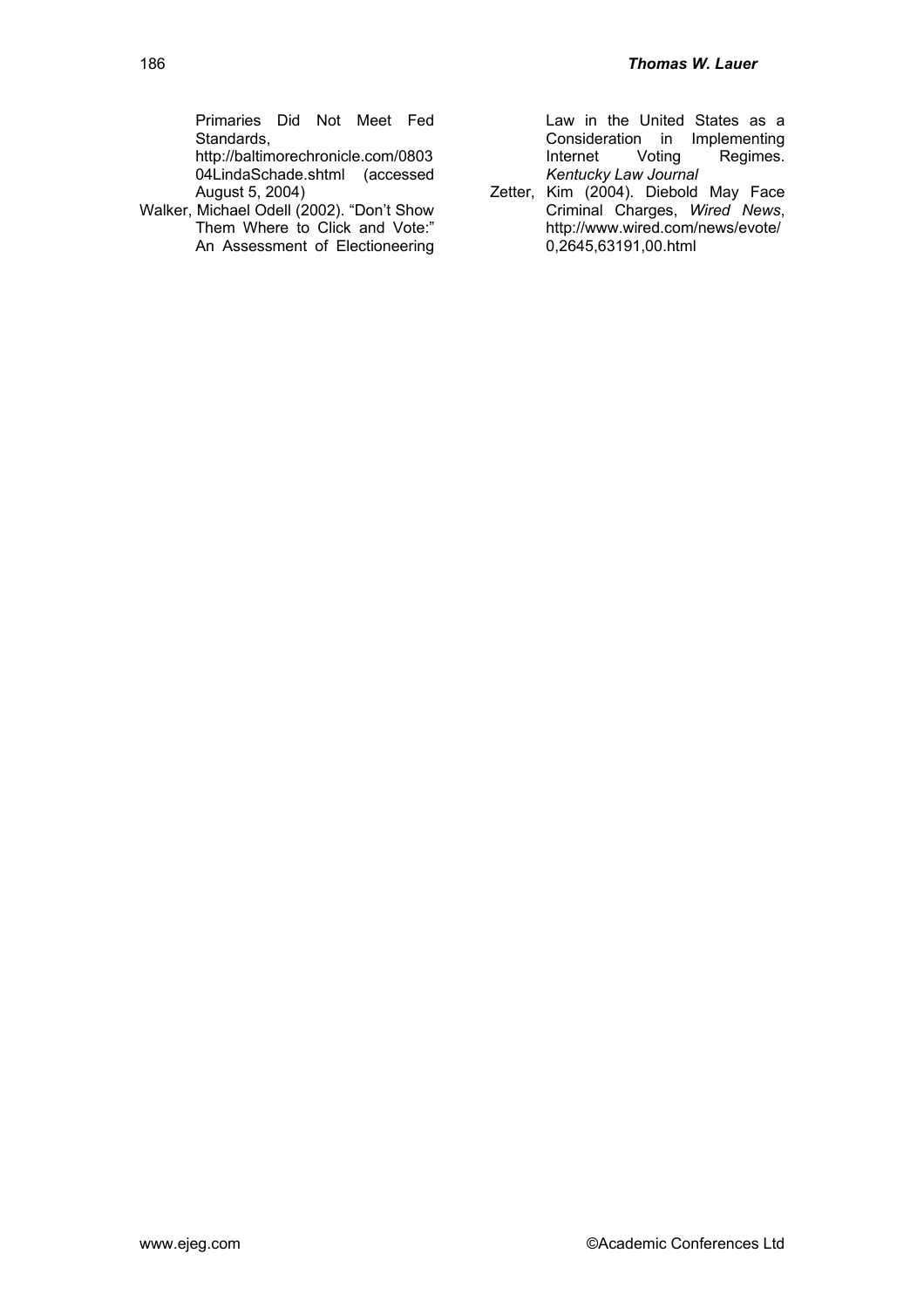Primaries Did Not Meet Fed Standards, http://baltimorechronicle.com/080304LindaSchade.shtml (accessed August 5, 2004)

Walker, Michael Odell (2002). "Don't Show Them Where to Click and Vote:" An Assessment of Electioneering Law in the United States as a Consideration in Implementing Internet Voting Regimes. *Kentucky Law Journal*

Zetter, Kim (2004). Diebold May Face Criminal Charges, *Wired News*, http://www.wired.com/news/evote/0,2645,63191,00.html